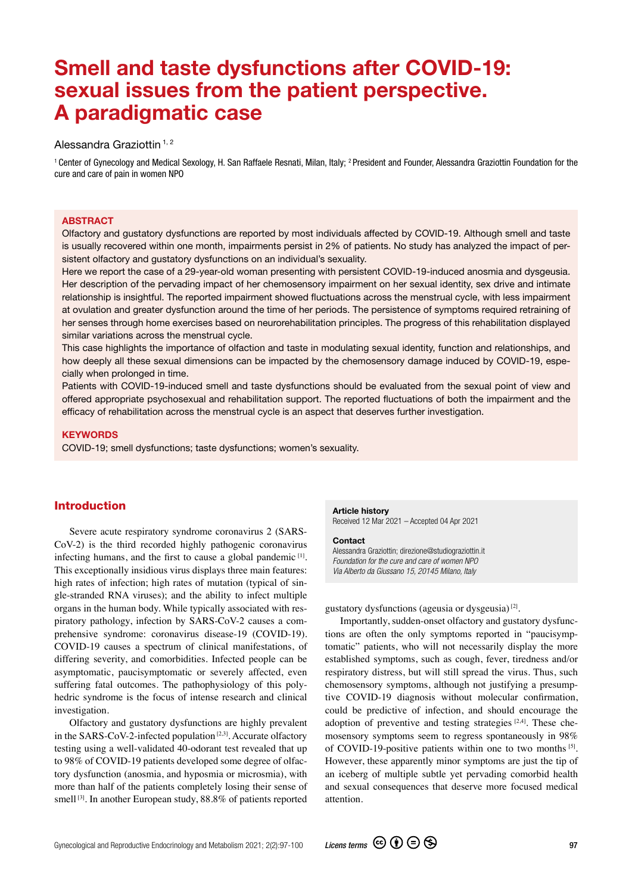# Smell and taste dysfunctions after COVID-19: sexual issues from the patient perspective. A paradigmatic case

Alessandra Graziottin [1, 2]

[1] Center of Gynecology and Medical Sexology, H. San Raffaele Resnati, Milan, Italy; [2] President and Founder, Alessandra Graziottin Foundation for the cure and care of pain in women NPO

## ABSTRACT

Olfactory and gustatory dysfunctions are reported by most individuals affected by COVID-19. Although smell and taste is usually recovered within one month, impairments persist in 2% of patients. No study has analyzed the impact of persistent olfactory and gustatory dysfunctions on an individual's sexuality.

Here we report the case of a 29-year-old woman presenting with persistent COVID-19-induced anosmia and dysgeusia. Her description of the pervading impact of her chemosensory impairment on her sexual identity, sex drive and intimate relationship is insightful. The reported impairment showed fluctuations across the menstrual cycle, with less impairment at ovulation and greater dysfunction around the time of her periods. The persistence of symptoms required retraining of her senses through home exercises based on neurorehabilitation principles. The progress of this rehabilitation displayed similar variations across the menstrual cycle.

This case highlights the importance of olfaction and taste in modulating sexual identity, function and relationships, and how deeply all these sexual dimensions can be impacted by the chemosensory damage induced by COVID-19, especially when prolonged in time.

Patients with COVID-19-induced smell and taste dysfunctions should be evaluated from the sexual point of view and offered appropriate psychosexual and rehabilitation support. The reported fluctuations of both the impairment and the efficacy of rehabilitation across the menstrual cycle is an aspect that deserves further investigation.

## KEYWORDS

COVID-19; smell dysfunctions; taste dysfunctions; women's sexuality.

**Article history**
Received 12 Mar 2021 – Accepted 04 Apr 2021

**Contact**
Alessandra Graziottin; direzione@studiograziottin.it
*Foundation for the cure and care of women NPO*
*Via Alberto da Giussano 15, 20145 Milano, Italy*

## Introduction

Severe acute respiratory syndrome coronavirus 2 (SARS-CoV-2) is the third recorded highly pathogenic coronavirus infecting humans, and the first to cause a global pandemic [1]. This exceptionally insidious virus displays three main features: high rates of infection; high rates of mutation (typical of single-stranded RNA viruses); and the ability to infect multiple organs in the human body. While typically associated with respiratory pathology, infection by SARS-CoV-2 causes a comprehensive syndrome: coronavirus disease-19 (COVID-19). COVID-19 causes a spectrum of clinical manifestations, of differing severity, and comorbidities. Infected people can be asymptomatic, paucisymptomatic or severely affected, even suffering fatal outcomes. The pathophysiology of this polyhedric syndrome is the focus of intense research and clinical investigation.

Olfactory and gustatory dysfunctions are highly prevalent in the SARS-CoV-2-infected population [2,3]. Accurate olfactory testing using a well-validated 40-odorant test revealed that up to 98% of COVID-19 patients developed some degree of olfactory dysfunction (anosmia, and hyposmia or microsmia), with more than half of the patients completely losing their sense of smell [3]. In another European study, 88.8% of patients reported gustatory dysfunctions (ageusia or dysgeusia) [2].

Importantly, sudden-onset olfactory and gustatory dysfunctions are often the only symptoms reported in "paucisymptomatic" patients, who will not necessarily display the more established symptoms, such as cough, fever, tiredness and/or respiratory distress, but will still spread the virus. Thus, such chemosensory symptoms, although not justifying a presumptive COVID-19 diagnosis without molecular confirmation, could be predictive of infection, and should encourage the adoption of preventive and testing strategies [2,4]. These chemosensory symptoms seem to regress spontaneously in 98% of COVID-19-positive patients within one to two months [5]. However, these apparently minor symptoms are just the tip of an iceberg of multiple subtle yet pervading comorbid health and sexual consequences that deserve more focused medical attention.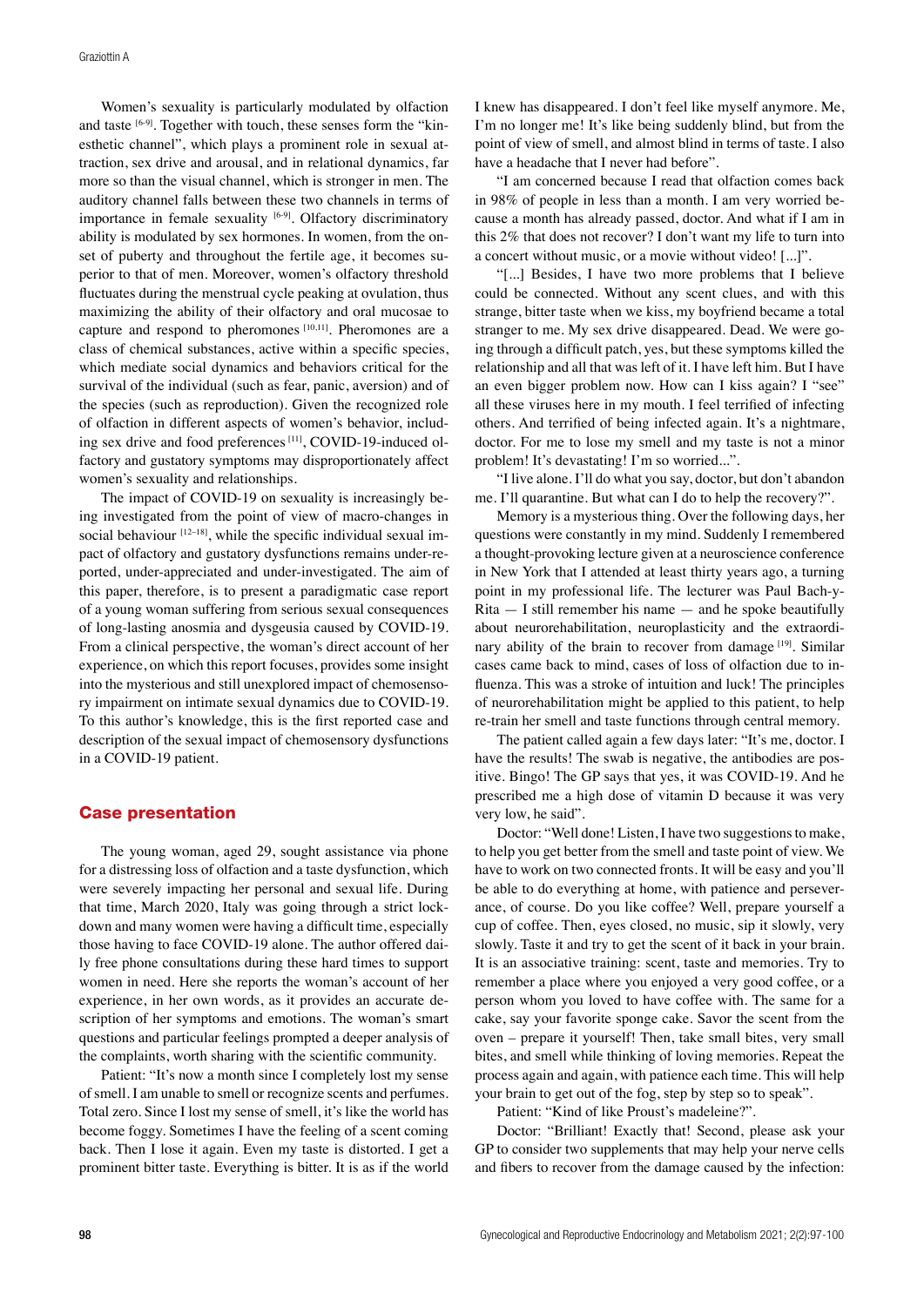Women's sexuality is particularly modulated by olfaction and taste [6-9]. Together with touch, these senses form the "kinesthetic channel", which plays a prominent role in sexual attraction, sex drive and arousal, and in relational dynamics, far more so than the visual channel, which is stronger in men. The auditory channel falls between these two channels in terms of importance in female sexuality [6-9]. Olfactory discriminatory ability is modulated by sex hormones. In women, from the onset of puberty and throughout the fertile age, it becomes superior to that of men. Moreover, women's olfactory threshold fluctuates during the menstrual cycle peaking at ovulation, thus maximizing the ability of their olfactory and oral mucosae to capture and respond to pheromones [10,11]. Pheromones are a class of chemical substances, active within a specific species, which mediate social dynamics and behaviors critical for the survival of the individual (such as fear, panic, aversion) and of the species (such as reproduction). Given the recognized role of olfaction in different aspects of women's behavior, including sex drive and food preferences [11], COVID-19-induced olfactory and gustatory symptoms may disproportionately affect women's sexuality and relationships.

The impact of COVID-19 on sexuality is increasingly being investigated from the point of view of macro-changes in social behaviour [12–18], while the specific individual sexual impact of olfactory and gustatory dysfunctions remains under-reported, under-appreciated and under-investigated. The aim of this paper, therefore, is to present a paradigmatic case report of a young woman suffering from serious sexual consequences of long-lasting anosmia and dysgeusia caused by COVID-19. From a clinical perspective, the woman's direct account of her experience, on which this report focuses, provides some insight into the mysterious and still unexplored impact of chemosensory impairment on intimate sexual dynamics due to COVID-19. To this author's knowledge, this is the first reported case and description of the sexual impact of chemosensory dysfunctions in a COVID-19 patient.

## Case presentation

The young woman, aged 29, sought assistance via phone for a distressing loss of olfaction and a taste dysfunction, which were severely impacting her personal and sexual life. During that time, March 2020, Italy was going through a strict lockdown and many women were having a difficult time, especially those having to face COVID-19 alone. The author offered daily free phone consultations during these hard times to support women in need. Here she reports the woman's account of her experience, in her own words, as it provides an accurate description of her symptoms and emotions. The woman's smart questions and particular feelings prompted a deeper analysis of the complaints, worth sharing with the scientific community.

Patient: "It's now a month since I completely lost my sense of smell. I am unable to smell or recognize scents and perfumes. Total zero. Since I lost my sense of smell, it's like the world has become foggy. Sometimes I have the feeling of a scent coming back. Then I lose it again. Even my taste is distorted. I get a prominent bitter taste. Everything is bitter. It is as if the world I knew has disappeared. I don't feel like myself anymore. Me, I'm no longer me! It's like being suddenly blind, but from the point of view of smell, and almost blind in terms of taste. I also have a headache that I never had before".

"I am concerned because I read that olfaction comes back in 98% of people in less than a month. I am very worried because a month has already passed, doctor. And what if I am in this 2% that does not recover? I don't want my life to turn into a concert without music, or a movie without video! [...]".

"[...] Besides, I have two more problems that I believe could be connected. Without any scent clues, and with this strange, bitter taste when we kiss, my boyfriend became a total stranger to me. My sex drive disappeared. Dead. We were going through a difficult patch, yes, but these symptoms killed the relationship and all that was left of it. I have left him. But I have an even bigger problem now. How can I kiss again? I "see" all these viruses here in my mouth. I feel terrified of infecting others. And terrified of being infected again. It's a nightmare, doctor. For me to lose my smell and my taste is not a minor problem! It's devastating! I'm so worried...".

"I live alone. I'll do what you say, doctor, but don't abandon me. I'll quarantine. But what can I do to help the recovery?".

Memory is a mysterious thing. Over the following days, her questions were constantly in my mind. Suddenly I remembered a thought-provoking lecture given at a neuroscience conference in New York that I attended at least thirty years ago, a turning point in my professional life. The lecturer was Paul Bach-y-Rita — I still remember his name — and he spoke beautifully about neurorehabilitation, neuroplasticity and the extraordinary ability of the brain to recover from damage [19]. Similar cases came back to mind, cases of loss of olfaction due to influenza. This was a stroke of intuition and luck! The principles of neurorehabilitation might be applied to this patient, to help re-train her smell and taste functions through central memory.

The patient called again a few days later: "It's me, doctor. I have the results! The swab is negative, the antibodies are positive. Bingo! The GP says that yes, it was COVID-19. And he prescribed me a high dose of vitamin D because it was very very low, he said".

Doctor: "Well done! Listen, I have two suggestions to make, to help you get better from the smell and taste point of view. We have to work on two connected fronts. It will be easy and you'll be able to do everything at home, with patience and perseverance, of course. Do you like coffee? Well, prepare yourself a cup of coffee. Then, eyes closed, no music, sip it slowly, very slowly. Taste it and try to get the scent of it back in your brain. It is an associative training: scent, taste and memories. Try to remember a place where you enjoyed a very good coffee, or a person whom you loved to have coffee with. The same for a cake, say your favorite sponge cake. Savor the scent from the oven – prepare it yourself! Then, take small bites, very small bites, and smell while thinking of loving memories. Repeat the process again and again, with patience each time. This will help your brain to get out of the fog, step by step so to speak".

Patient: "Kind of like Proust's madeleine?".

Doctor: "Brilliant! Exactly that! Second, please ask your GP to consider two supplements that may help your nerve cells and fibers to recover from the damage caused by the infection: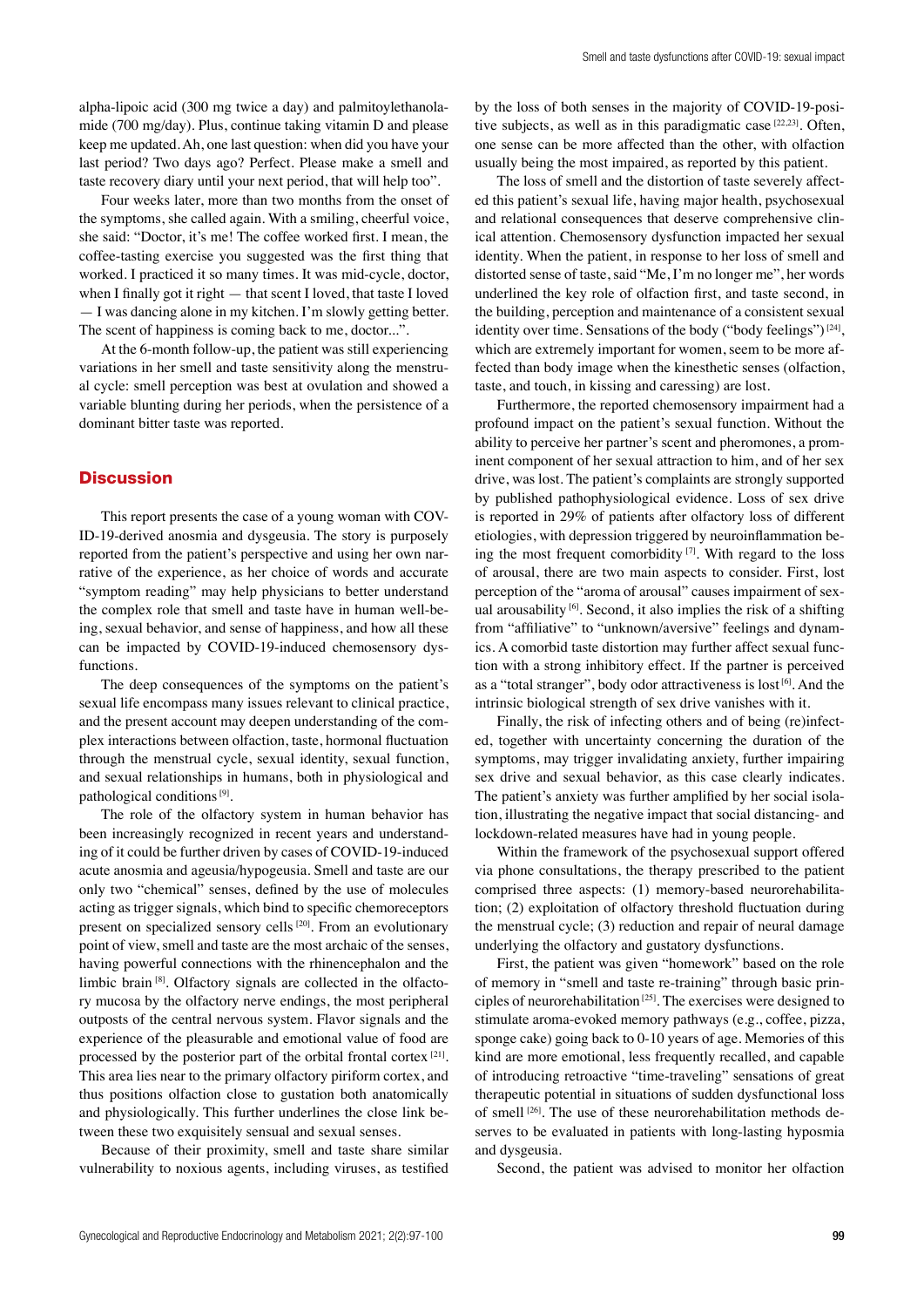alpha-lipoic acid (300 mg twice a day) and palmitoylethanolamide (700 mg/day). Plus, continue taking vitamin D and please keep me updated. Ah, one last question: when did you have your last period? Two days ago? Perfect. Please make a smell and taste recovery diary until your next period, that will help too".

Four weeks later, more than two months from the onset of the symptoms, she called again. With a smiling, cheerful voice, she said: "Doctor, it's me! The coffee worked first. I mean, the coffee-tasting exercise you suggested was the first thing that worked. I practiced it so many times. It was mid-cycle, doctor, when I finally got it right — that scent I loved, that taste I loved — I was dancing alone in my kitchen. I'm slowly getting better. The scent of happiness is coming back to me, doctor...".

At the 6-month follow-up, the patient was still experiencing variations in her smell and taste sensitivity along the menstrual cycle: smell perception was best at ovulation and showed a variable blunting during her periods, when the persistence of a dominant bitter taste was reported.

## Discussion

This report presents the case of a young woman with COVID-19-derived anosmia and dysgeusia. The story is purposely reported from the patient's perspective and using her own narrative of the experience, as her choice of words and accurate "symptom reading" may help physicians to better understand the complex role that smell and taste have in human well-being, sexual behavior, and sense of happiness, and how all these can be impacted by COVID-19-induced chemosensory dysfunctions.

The deep consequences of the symptoms on the patient's sexual life encompass many issues relevant to clinical practice, and the present account may deepen understanding of the complex interactions between olfaction, taste, hormonal fluctuation through the menstrual cycle, sexual identity, sexual function, and sexual relationships in humans, both in physiological and pathological conditions [9].

The role of the olfactory system in human behavior has been increasingly recognized in recent years and understanding of it could be further driven by cases of COVID-19-induced acute anosmia and ageusia/hypogeusia. Smell and taste are our only two "chemical" senses, defined by the use of molecules acting as trigger signals, which bind to specific chemoreceptors present on specialized sensory cells [20]. From an evolutionary point of view, smell and taste are the most archaic of the senses, having powerful connections with the rhinencephalon and the limbic brain [8]. Olfactory signals are collected in the olfactory mucosa by the olfactory nerve endings, the most peripheral outposts of the central nervous system. Flavor signals and the experience of the pleasurable and emotional value of food are processed by the posterior part of the orbital frontal cortex [21]. This area lies near to the primary olfactory piriform cortex, and thus positions olfaction close to gustation both anatomically and physiologically. This further underlines the close link between these two exquisitely sensual and sexual senses.

Because of their proximity, smell and taste share similar vulnerability to noxious agents, including viruses, as testified by the loss of both senses in the majority of COVID-19-positive subjects, as well as in this paradigmatic case [22,23]. Often, one sense can be more affected than the other, with olfaction usually being the most impaired, as reported by this patient.

The loss of smell and the distortion of taste severely affected this patient's sexual life, having major health, psychosexual and relational consequences that deserve comprehensive clinical attention. Chemosensory dysfunction impacted her sexual identity. When the patient, in response to her loss of smell and distorted sense of taste, said "Me, I'm no longer me", her words underlined the key role of olfaction first, and taste second, in the building, perception and maintenance of a consistent sexual identity over time. Sensations of the body ("body feelings") [24], which are extremely important for women, seem to be more affected than body image when the kinesthetic senses (olfaction, taste, and touch, in kissing and caressing) are lost.

Furthermore, the reported chemosensory impairment had a profound impact on the patient's sexual function. Without the ability to perceive her partner's scent and pheromones, a prominent component of her sexual attraction to him, and of her sex drive, was lost. The patient's complaints are strongly supported by published pathophysiological evidence. Loss of sex drive is reported in 29% of patients after olfactory loss of different etiologies, with depression triggered by neuroinflammation being the most frequent comorbidity [7]. With regard to the loss of arousal, there are two main aspects to consider. First, lost perception of the "aroma of arousal" causes impairment of sexual arousability [6]. Second, it also implies the risk of a shifting from "affiliative" to "unknown/aversive" feelings and dynamics. A comorbid taste distortion may further affect sexual function with a strong inhibitory effect. If the partner is perceived as a "total stranger", body odor attractiveness is lost [6]. And the intrinsic biological strength of sex drive vanishes with it.

Finally, the risk of infecting others and of being (re)infected, together with uncertainty concerning the duration of the symptoms, may trigger invalidating anxiety, further impairing sex drive and sexual behavior, as this case clearly indicates. The patient's anxiety was further amplified by her social isolation, illustrating the negative impact that social distancing- and lockdown-related measures have had in young people.

Within the framework of the psychosexual support offered via phone consultations, the therapy prescribed to the patient comprised three aspects: (1) memory-based neurorehabilitation; (2) exploitation of olfactory threshold fluctuation during the menstrual cycle; (3) reduction and repair of neural damage underlying the olfactory and gustatory dysfunctions.

First, the patient was given "homework" based on the role of memory in "smell and taste re-training" through basic principles of neurorehabilitation [25]. The exercises were designed to stimulate aroma-evoked memory pathways (e.g., coffee, pizza, sponge cake) going back to 0-10 years of age. Memories of this kind are more emotional, less frequently recalled, and capable of introducing retroactive "time-traveling" sensations of great therapeutic potential in situations of sudden dysfunctional loss of smell [26]. The use of these neurorehabilitation methods deserves to be evaluated in patients with long-lasting hyposmia and dysgeusia.

Second, the patient was advised to monitor her olfaction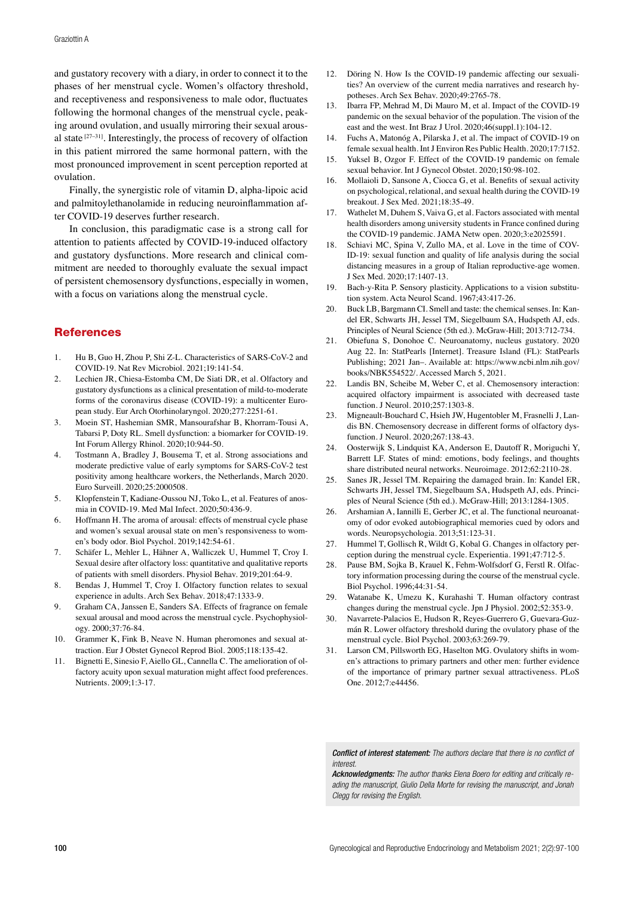and gustatory recovery with a diary, in order to connect it to the phases of her menstrual cycle. Women's olfactory threshold, and receptiveness and responsiveness to male odor, fluctuates following the hormonal changes of the menstrual cycle, peaking around ovulation, and usually mirroring their sexual arousal state [27–31]. Interestingly, the process of recovery of olfaction in this patient mirrored the same hormonal pattern, with the most pronounced improvement in scent perception reported at ovulation.

Finally, the synergistic role of vitamin D, alpha-lipoic acid and palmitoylethanolamide in reducing neuroinflammation after COVID-19 deserves further research.

In conclusion, this paradigmatic case is a strong call for attention to patients affected by COVID-19-induced olfactory and gustatory dysfunctions. More research and clinical commitment are needed to thoroughly evaluate the sexual impact of persistent chemosensory dysfunctions, especially in women, with a focus on variations along the menstrual cycle.

## References

1. Hu B, Guo H, Zhou P, Shi Z-L. Characteristics of SARS-CoV-2 and COVID-19. Nat Rev Microbiol. 2021;19:141-54.
2. Lechien JR, Chiesa-Estomba CM, De Siati DR, et al. Olfactory and gustatory dysfunctions as a clinical presentation of mild-to-moderate forms of the coronavirus disease (COVID-19): a multicenter European study. Eur Arch Otorhinolaryngol. 2020;277:2251-61.
3. Moein ST, Hashemian SMR, Mansourafshar B, Khorram-Tousi A, Tabarsi P, Doty RL. Smell dysfunction: a biomarker for COVID-19. Int Forum Allergy Rhinol. 2020;10:944-50.
4. Tostmann A, Bradley J, Bousema T, et al. Strong associations and moderate predictive value of early symptoms for SARS-CoV-2 test positivity among healthcare workers, the Netherlands, March 2020. Euro Surveill. 2020;25:2000508.
5. Klopfenstein T, Kadiane-Oussou NJ, Toko L, et al. Features of anosmia in COVID-19. Med Mal Infect. 2020;50:436-9.
6. Hoffmann H. The aroma of arousal: effects of menstrual cycle phase and women's sexual arousal state on men's responsiveness to women's body odor. Biol Psychol. 2019;142:54-61.
7. Schäfer L, Mehler L, Hähner A, Walliczek U, Hummel T, Croy I. Sexual desire after olfactory loss: quantitative and qualitative reports of patients with smell disorders. Physiol Behav. 2019;201:64-9.
8. Bendas J, Hummel T, Croy I. Olfactory function relates to sexual experience in adults. Arch Sex Behav. 2018;47:1333-9.
9. Graham CA, Janssen E, Sanders SA. Effects of fragrance on female sexual arousal and mood across the menstrual cycle. Psychophysiology. 2000;37:76-84.
10. Grammer K, Fink B, Neave N. Human pheromones and sexual attraction. Eur J Obstet Gynecol Reprod Biol. 2005;118:135-42.
11. Bignetti E, Sinesio F, Aiello GL, Cannella C. The amelioration of olfactory acuity upon sexual maturation might affect food preferences. Nutrients. 2009;1:3-17.
12. Döring N. How Is the COVID-19 pandemic affecting our sexualities? An overview of the current media narratives and research hypotheses. Arch Sex Behav. 2020;49:2765-78.
13. Ibarra FP, Mehrad M, Di Mauro M, et al. Impact of the COVID-19 pandemic on the sexual behavior of the population. The vision of the east and the west. Int Braz J Urol. 2020;46(suppl.1):104-12.
14. Fuchs A, Matonóg A, Pilarska J, et al. The impact of COVID-19 on female sexual health. Int J Environ Res Public Health. 2020;17:7152.
15. Yuksel B, Ozgor F. Effect of the COVID-19 pandemic on female sexual behavior. Int J Gynecol Obstet. 2020;150:98-102.
16. Mollaioli D, Sansone A, Ciocca G, et al. Benefits of sexual activity on psychological, relational, and sexual health during the COVID-19 breakout. J Sex Med. 2021;18:35-49.
17. Wathelet M, Duhem S, Vaiva G, et al. Factors associated with mental health disorders among university students in France confined during the COVID-19 pandemic. JAMA Netw open. 2020;3:e2025591.
18. Schiavi MC, Spina V, Zullo MA, et al. Love in the time of COVID-19: sexual function and quality of life analysis during the social distancing measures in a group of Italian reproductive-age women. J Sex Med. 2020;17:1407-13.
19. Bach-y-Rita P. Sensory plasticity. Applications to a vision substitution system. Acta Neurol Scand. 1967;43:417-26.
20. Buck LB, Bargmann CI. Smell and taste: the chemical senses. In: Kandel ER, Schwarts JH, Jessel TM, Siegelbaum SA, Hudspeth AJ, eds. Principles of Neural Science (5th ed.). McGraw-Hill; 2013:712-734.
21. Obiefuna S, Donohoe C. Neuroanatomy, nucleus gustatory. 2020 Aug 22. In: StatPearls [Internet]. Treasure Island (FL): StatPearls Publishing; 2021 Jan–. Available at: https://www.ncbi.nlm.nih.gov/books/NBK554522/. Accessed March 5, 2021.
22. Landis BN, Scheibe M, Weber C, et al. Chemosensory interaction: acquired olfactory impairment is associated with decreased taste function. J Neurol. 2010;257:1303-8.
23. Migneault-Bouchard C, Hsieh JW, Hugentobler M, Frasnelli J, Landis BN. Chemosensory decrease in different forms of olfactory dysfunction. J Neurol. 2020;267:138-43.
24. Oosterwijk S, Lindquist KA, Anderson E, Dautoff R, Moriguchi Y, Barrett LF. States of mind: emotions, body feelings, and thoughts share distributed neural networks. Neuroimage. 2012;62:2110-28.
25. Sanes JR, Jessel TM. Repairing the damaged brain. In: Kandel ER, Schwarts JH, Jessel TM, Siegelbaum SA, Hudspeth AJ, eds. Principles of Neural Science (5th ed.). McGraw-Hill; 2013:1284-1305.
26. Arshamian A, Iannilli E, Gerber JC, et al. The functional neuroanatomy of odor evoked autobiographical memories cued by odors and words. Neuropsychologia. 2013;51:123-31.
27. Hummel T, Gollisch R, Wildt G, Kobal G. Changes in olfactory perception during the menstrual cycle. Experientia. 1991;47:712-5.
28. Pause BM, Sojka B, Krauel K, Fehm-Wolfsdorf G, Ferstl R. Olfactory information processing during the course of the menstrual cycle. Biol Psychol. 1996;44:31-54.
29. Watanabe K, Umezu K, Kurahashi T. Human olfactory contrast changes during the menstrual cycle. Jpn J Physiol. 2002;52:353-9.
30. Navarrete-Palacios E, Hudson R, Reyes-Guerrero G, Guevara-Guzmán R. Lower olfactory threshold during the ovulatory phase of the menstrual cycle. Biol Psychol. 2003;63:269-79.
31. Larson CM, Pillsworth EG, Haselton MG. Ovulatory shifts in women's attractions to primary partners and other men: further evidence of the importance of primary partner sexual attractiveness. PLoS One. 2012;7:e44456.

***Conflict of interest statement:*** *The authors declare that there is no conflict of interest.*

***Acknowledgments:*** *The author thanks Elena Boero for editing and critically reading the manuscript, Giulio Della Morte for revising the manuscript, and Jonah Clegg for revising the English.*